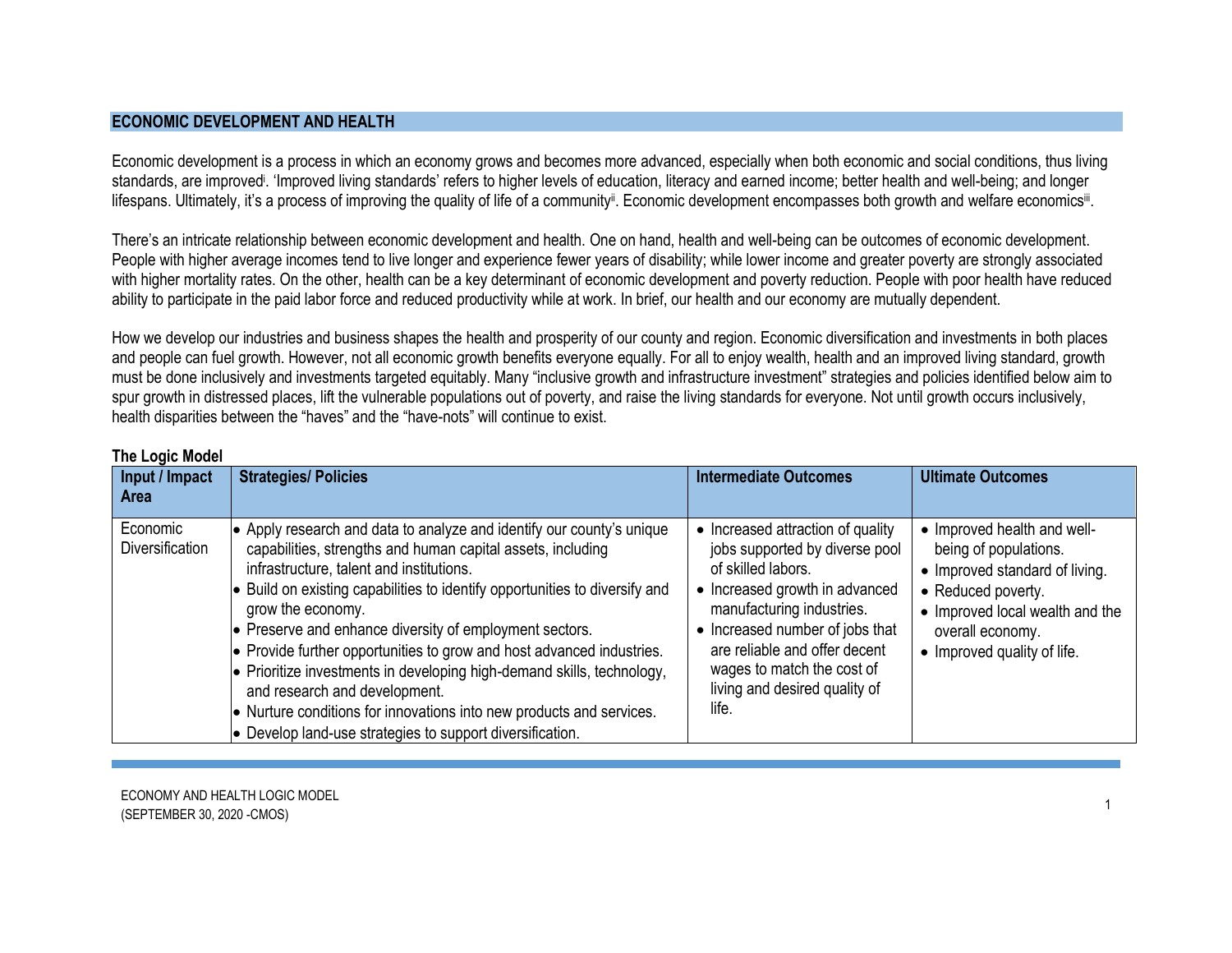## ECONOMIC DEVELOPMENT AND HEALTH

Economic development is a process in which an economy grows and becomes more advanced, especially when both economic and social conditions, thus living standards, are improved[i]. 'Improved living standards' refers to higher levels of education, literacy and earned income; better health and well-being; and longer lifespans. Ultimately, it's a process of improving the quality of life of a community[ii]. Economic development encompasses both growth and welfare economics[iii].

There's an intricate relationship between economic development and health. One on hand, health and well-being can be outcomes of economic development. People with higher average incomes tend to live longer and experience fewer years of disability; while lower income and greater poverty are strongly associated with higher mortality rates. On the other, health can be a key determinant of economic development and poverty reduction. People with poor health have reduced ability to participate in the paid labor force and reduced productivity while at work. In brief, our health and our economy are mutually dependent.

How we develop our industries and business shapes the health and prosperity of our county and region. Economic diversification and investments in both places and people can fuel growth. However, not all economic growth benefits everyone equally. For all to enjoy wealth, health and an improved living standard, growth must be done inclusively and investments targeted equitably. Many "inclusive growth and infrastructure investment" strategies and policies identified below aim to spur growth in distressed places, lift the vulnerable populations out of poverty, and raise the living standards for everyone. Not until growth occurs inclusively, health disparities between the "haves" and the "have-nots" will continue to exist.

### The Logic Model

| Input / Impact Area | Strategies/ Policies | Intermediate Outcomes | Ultimate Outcomes |
|---|---|---|---|
| Economic Diversification | • Apply research and data to analyze and identify our county's unique capabilities, strengths and human capital assets, including infrastructure, talent and institutions.<br>• Build on existing capabilities to identify opportunities to diversify and grow the economy.<br>• Preserve and enhance diversity of employment sectors.<br>• Provide further opportunities to grow and host advanced industries.<br>• Prioritize investments in developing high-demand skills, technology, and research and development.<br>• Nurture conditions for innovations into new products and services.<br>• Develop land-use strategies to support diversification. | • Increased attraction of quality jobs supported by diverse pool of skilled labors.<br>• Increased growth in advanced manufacturing industries.<br>• Increased number of jobs that are reliable and offer decent wages to match the cost of living and desired quality of life. | • Improved health and well-being of populations.<br>• Improved standard of living.<br>• Reduced poverty.<br>• Improved local wealth and the overall economy.<br>• Improved quality of life. |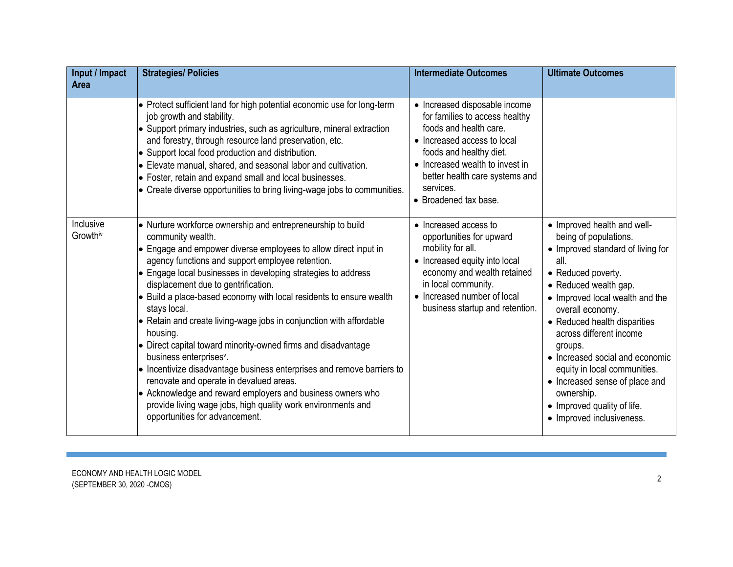| Input / Impact Area | Strategies/ Policies | Intermediate Outcomes | Ultimate Outcomes |
|---|---|---|---|
| | • Protect sufficient land for high potential economic use for long-term job growth and stability.<br>• Support primary industries, such as agriculture, mineral extraction and forestry, through resource land preservation, etc.<br>• Support local food production and distribution.<br>• Elevate manual, shared, and seasonal labor and cultivation.<br>• Foster, retain and expand small and local businesses.<br>• Create diverse opportunities to bring living-wage jobs to communities. | • Increased disposable income for families to access healthy foods and health care.<br>• Increased access to local foods and healthy diet.<br>• Increased wealth to invest in better health care systems and services.<br>• Broadened tax base. | |
| Inclusive Growth[iv] | • Nurture workforce ownership and entrepreneurship to build community wealth.<br>• Engage and empower diverse employees to allow direct input in agency functions and support employee retention.<br>• Engage local businesses in developing strategies to address displacement due to gentrification.<br>• Build a place-based economy with local residents to ensure wealth stays local.<br>• Retain and create living-wage jobs in conjunction with affordable housing.<br>• Direct capital toward minority-owned firms and disadvantage business enterprises[v].<br>• Incentivize disadvantage business enterprises and remove barriers to renovate and operate in devalued areas.<br>• Acknowledge and reward employers and business owners who provide living wage jobs, high quality work environments and opportunities for advancement. | • Increased access to opportunities for upward mobility for all.<br>• Increased equity into local economy and wealth retained in local community.<br>• Increased number of local business startup and retention. | • Improved health and well-being of populations.<br>• Improved standard of living for all.<br>• Reduced poverty.<br>• Reduced wealth gap.<br>• Improved local wealth and the overall economy.<br>• Reduced health disparities across different income groups.<br>• Increased social and economic equity in local communities.<br>• Increased sense of place and ownership.<br>• Improved quality of life.<br>• Improved inclusiveness. |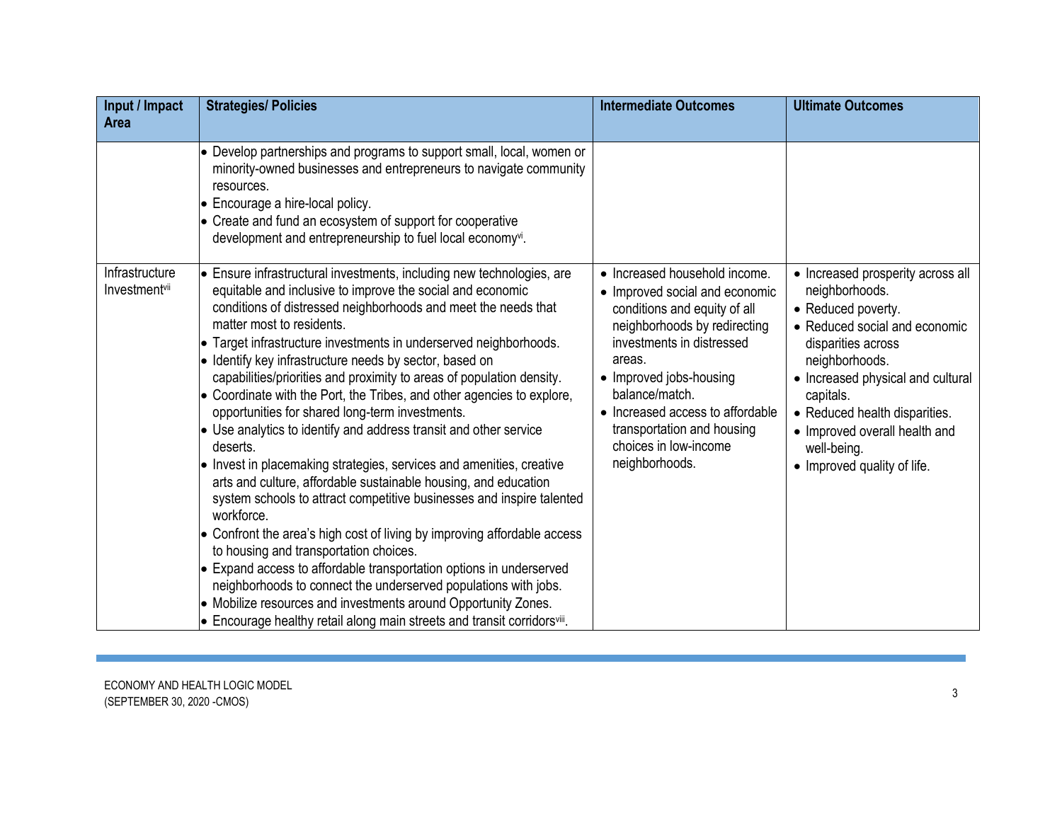| Input / Impact Area | Strategies/ Policies | Intermediate Outcomes | Ultimate Outcomes |
|---|---|---|---|
| | • Develop partnerships and programs to support small, local, women or minority-owned businesses and entrepreneurs to navigate community resources.<br>• Encourage a hire-local policy.<br>• Create and fund an ecosystem of support for cooperative development and entrepreneurship to fuel local economy[vi]. | | |
| Infrastructure Investment[vii] | • Ensure infrastructural investments, including new technologies, are equitable and inclusive to improve the social and economic conditions of distressed neighborhoods and meet the needs that matter most to residents.<br>• Target infrastructure investments in underserved neighborhoods.<br>• Identify key infrastructure needs by sector, based on capabilities/priorities and proximity to areas of population density.<br>• Coordinate with the Port, the Tribes, and other agencies to explore, opportunities for shared long-term investments.<br>• Use analytics to identify and address transit and other service deserts.<br>• Invest in placemaking strategies, services and amenities, creative arts and culture, affordable sustainable housing, and education system schools to attract competitive businesses and inspire talented workforce.<br>• Confront the area's high cost of living by improving affordable access to housing and transportation choices.<br>• Expand access to affordable transportation options in underserved neighborhoods to connect the underserved populations with jobs.<br>• Mobilize resources and investments around Opportunity Zones.<br>• Encourage healthy retail along main streets and transit corridors[viii]. | • Increased household income.<br>• Improved social and economic conditions and equity of all neighborhoods by redirecting investments in distressed areas.<br>• Improved jobs-housing balance/match.<br>• Increased access to affordable transportation and housing choices in low-income neighborhoods. | • Increased prosperity across all neighborhoods.<br>• Reduced poverty.<br>• Reduced social and economic disparities across neighborhoods.<br>• Increased physical and cultural capitals.<br>• Reduced health disparities.<br>• Improved overall health and well-being.<br>• Improved quality of life. |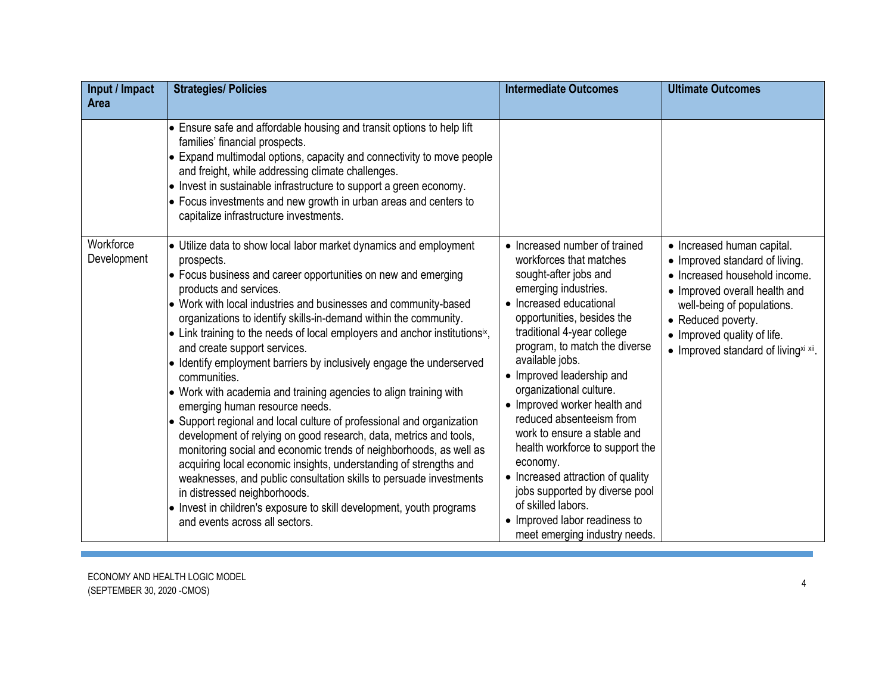| Input / Impact Area | Strategies/ Policies | Intermediate Outcomes | Ultimate Outcomes |
|---|---|---|---|
| | • Ensure safe and affordable housing and transit options to help lift families' financial prospects.<br>• Expand multimodal options, capacity and connectivity to move people and freight, while addressing climate challenges.<br>• Invest in sustainable infrastructure to support a green economy.<br>• Focus investments and new growth in urban areas and centers to capitalize infrastructure investments. | | |
| Workforce Development | • Utilize data to show local labor market dynamics and employment prospects.<br>• Focus business and career opportunities on new and emerging products and services.<br>• Work with local industries and businesses and community-based organizations to identify skills-in-demand within the community.<br>• Link training to the needs of local employers and anchor institutions[ix], and create support services.<br>• Identify employment barriers by inclusively engage the underserved communities.<br>• Work with academia and training agencies to align training with emerging human resource needs.<br>• Support regional and local culture of professional and organization development of relying on good research, data, metrics and tools, monitoring social and economic trends of neighborhoods, as well as acquiring local economic insights, understanding of strengths and weaknesses, and public consultation skills to persuade investments in distressed neighborhoods.<br>• Invest in children's exposure to skill development, youth programs and events across all sectors. | • Increased number of trained workforces that matches sought-after jobs and emerging industries.<br>• Increased educational opportunities, besides the traditional 4-year college program, to match the diverse available jobs.<br>• Improved leadership and organizational culture.<br>• Improved worker health and reduced absenteeism from work to ensure a stable and health workforce to support the economy.<br>• Increased attraction of quality jobs supported by diverse pool of skilled labors.<br>• Improved labor readiness to meet emerging industry needs. | • Increased human capital.<br>• Improved standard of living.<br>• Increased household income.<br>• Improved overall health and well-being of populations.<br>• Reduced poverty.<br>• Improved quality of life.<br>• Improved standard of living[xi xii]. |

ECONOMY AND HEALTH LOGIC MODEL
(SEPTEMBER 30, 2020 -CMOS)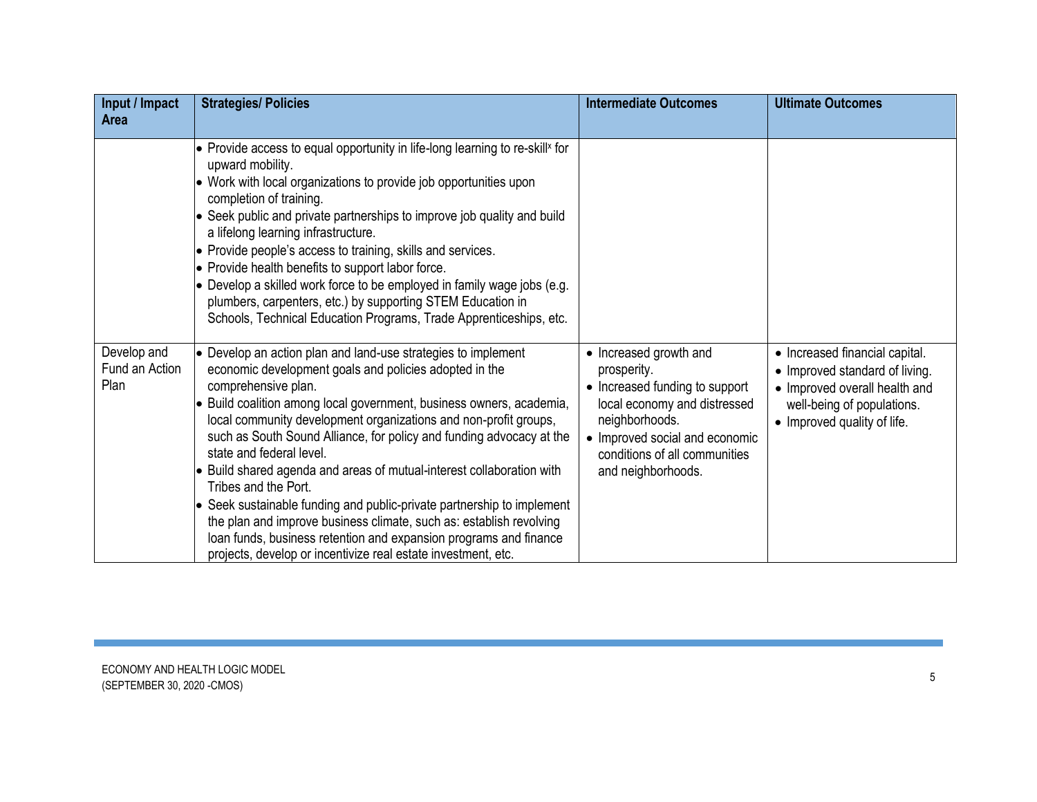| Input / Impact Area | Strategies/ Policies | Intermediate Outcomes | Ultimate Outcomes |
|---|---|---|---|
| | • Provide access to equal opportunity in life-long learning to re-skill[x] for upward mobility.<br>• Work with local organizations to provide job opportunities upon completion of training.<br>• Seek public and private partnerships to improve job quality and build a lifelong learning infrastructure.<br>• Provide people's access to training, skills and services.<br>• Provide health benefits to support labor force.<br>• Develop a skilled work force to be employed in family wage jobs (e.g. plumbers, carpenters, etc.) by supporting STEM Education in Schools, Technical Education Programs, Trade Apprenticeships, etc. | | |
| Develop and Fund an Action Plan | • Develop an action plan and land-use strategies to implement economic development goals and policies adopted in the comprehensive plan.<br>• Build coalition among local government, business owners, academia, local community development organizations and non-profit groups, such as South Sound Alliance, for policy and funding advocacy at the state and federal level.<br>• Build shared agenda and areas of mutual-interest collaboration with Tribes and the Port.<br>• Seek sustainable funding and public-private partnership to implement the plan and improve business climate, such as: establish revolving loan funds, business retention and expansion programs and finance projects, develop or incentivize real estate investment, etc. | • Increased growth and prosperity.<br>• Increased funding to support local economy and distressed neighborhoods.<br>• Improved social and economic conditions of all communities and neighborhoods. | • Increased financial capital.<br>• Improved standard of living.<br>• Improved overall health and well-being of populations.<br>• Improved quality of life. |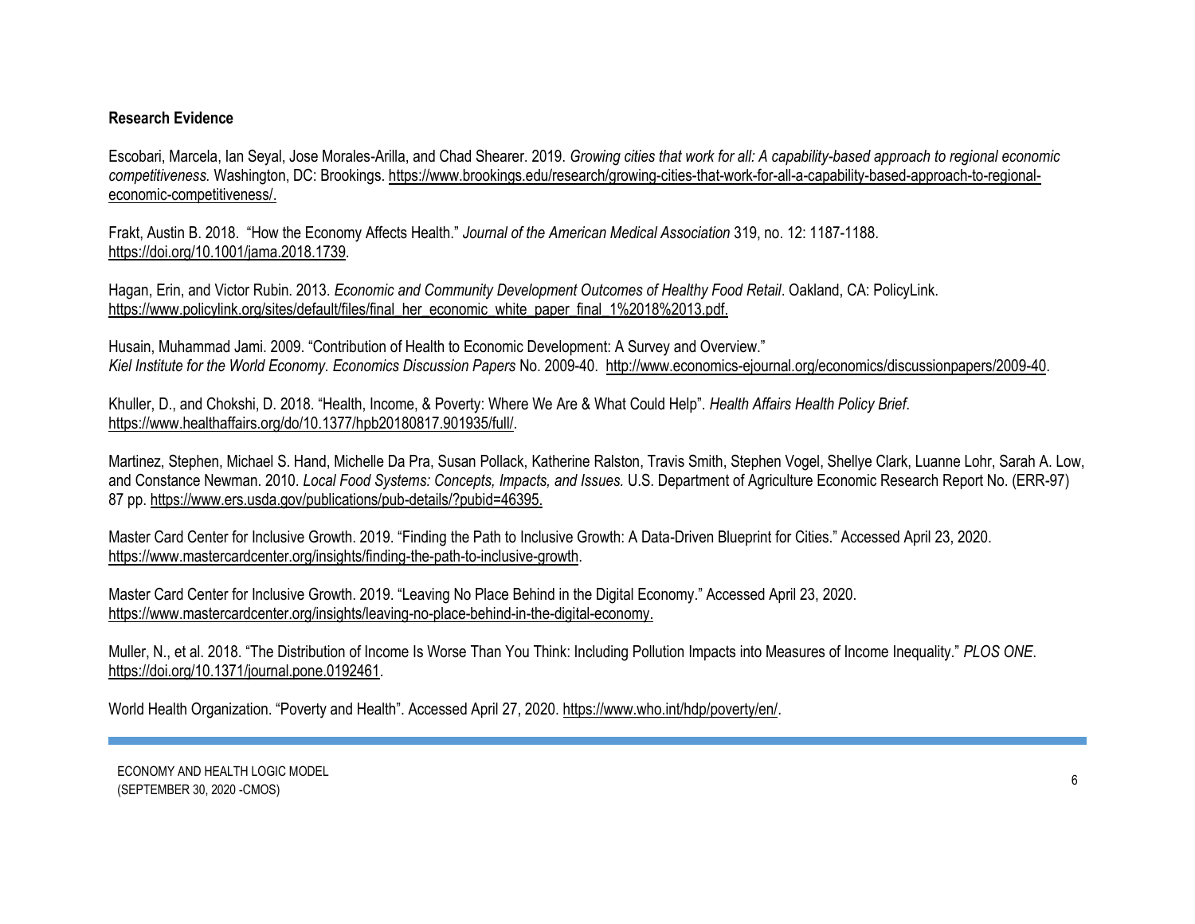**Research Evidence**

Escobari, Marcela, Ian Seyal, Jose Morales-Arilla, and Chad Shearer. 2019. *Growing cities that work for all: A capability-based approach to regional economic competitiveness.* Washington, DC: Brookings. https://www.brookings.edu/research/growing-cities-that-work-for-all-a-capability-based-approach-to-regional-economic-competitiveness/.

Frakt, Austin B. 2018. "How the Economy Affects Health." *Journal of the American Medical Association* 319, no. 12: 1187-1188. https://doi.org/10.1001/jama.2018.1739.

Hagan, Erin, and Victor Rubin. 2013. *Economic and Community Development Outcomes of Healthy Food Retail*. Oakland, CA: PolicyLink. https://www.policylink.org/sites/default/files/final_her_economic_white_paper_final_1%2018%2013.pdf.

Husain, Muhammad Jami. 2009. "Contribution of Health to Economic Development: A Survey and Overview." *Kiel Institute for the World Economy. Economics Discussion Papers* No. 2009-40. http://www.economics-ejournal.org/economics/discussionpapers/2009-40.

Khuller, D., and Chokshi, D. 2018. "Health, Income, & Poverty: Where We Are & What Could Help". *Health Affairs Health Policy Brief*. https://www.healthaffairs.org/do/10.1377/hpb20180817.901935/full/.

Martinez, Stephen, Michael S. Hand, Michelle Da Pra, Susan Pollack, Katherine Ralston, Travis Smith, Stephen Vogel, Shellye Clark, Luanne Lohr, Sarah A. Low, and Constance Newman. 2010. *Local Food Systems: Concepts, Impacts, and Issues.* U.S. Department of Agriculture Economic Research Report No. (ERR-97) 87 pp. https://www.ers.usda.gov/publications/pub-details/?pubid=46395.

Master Card Center for Inclusive Growth. 2019. "Finding the Path to Inclusive Growth: A Data-Driven Blueprint for Cities." Accessed April 23, 2020. https://www.mastercardcenter.org/insights/finding-the-path-to-inclusive-growth.

Master Card Center for Inclusive Growth. 2019. "Leaving No Place Behind in the Digital Economy." Accessed April 23, 2020. https://www.mastercardcenter.org/insights/leaving-no-place-behind-in-the-digital-economy.

Muller, N., et al. 2018. "The Distribution of Income Is Worse Than You Think: Including Pollution Impacts into Measures of Income Inequality." *PLOS ONE*. https://doi.org/10.1371/journal.pone.0192461.

World Health Organization. "Poverty and Health". Accessed April 27, 2020. https://www.who.int/hdp/poverty/en/.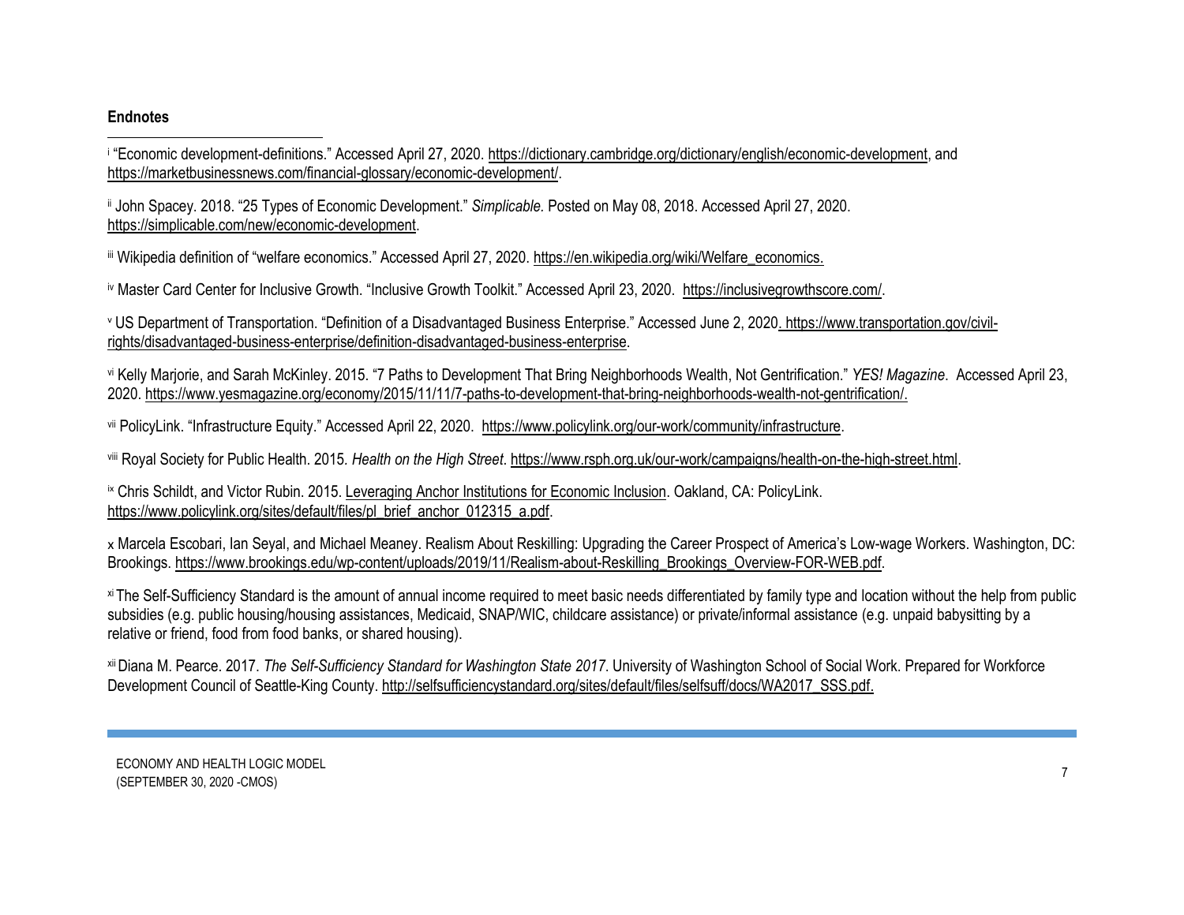**Endnotes**

[i] "Economic development-definitions." Accessed April 27, 2020. https://dictionary.cambridge.org/dictionary/english/economic-development, and https://marketbusinessnews.com/financial-glossary/economic-development/.

[ii] John Spacey. 2018. "25 Types of Economic Development." *Simplicable.* Posted on May 08, 2018. Accessed April 27, 2020. https://simplicable.com/new/economic-development.

[iii] Wikipedia definition of "welfare economics." Accessed April 27, 2020. https://en.wikipedia.org/wiki/Welfare_economics.

[iv] Master Card Center for Inclusive Growth. "Inclusive Growth Toolkit." Accessed April 23, 2020. https://inclusivegrowthscore.com/.

[v] US Department of Transportation. "Definition of a Disadvantaged Business Enterprise." Accessed June 2, 2020. https://www.transportation.gov/civil-rights/disadvantaged-business-enterprise/definition-disadvantaged-business-enterprise.

[vi] Kelly Marjorie, and Sarah McKinley. 2015. "7 Paths to Development That Bring Neighborhoods Wealth, Not Gentrification." *YES! Magazine*. Accessed April 23, 2020. https://www.yesmagazine.org/economy/2015/11/11/7-paths-to-development-that-bring-neighborhoods-wealth-not-gentrification/.

[vii] PolicyLink. "Infrastructure Equity." Accessed April 22, 2020. https://www.policylink.org/our-work/community/infrastructure.

[viii] Royal Society for Public Health. 2015. *Health on the High Street*. https://www.rsph.org.uk/our-work/campaigns/health-on-the-high-street.html.

[ix] Chris Schildt, and Victor Rubin. 2015. Leveraging Anchor Institutions for Economic Inclusion. Oakland, CA: PolicyLink. https://www.policylink.org/sites/default/files/pl_brief_anchor_012315_a.pdf.

[x] Marcela Escobari, Ian Seyal, and Michael Meaney. Realism About Reskilling: Upgrading the Career Prospect of America's Low-wage Workers. Washington, DC: Brookings. https://www.brookings.edu/wp-content/uploads/2019/11/Realism-about-Reskilling_Brookings_Overview-FOR-WEB.pdf.

[xi] The Self-Sufficiency Standard is the amount of annual income required to meet basic needs differentiated by family type and location without the help from public subsidies (e.g. public housing/housing assistances, Medicaid, SNAP/WIC, childcare assistance) or private/informal assistance (e.g. unpaid babysitting by a relative or friend, food from food banks, or shared housing).

[xii] Diana M. Pearce. 2017. *The Self-Sufficiency Standard for Washington State 2017*. University of Washington School of Social Work. Prepared for Workforce Development Council of Seattle-King County. http://selfsufficiencystandard.org/sites/default/files/selfsuff/docs/WA2017_SSS.pdf.